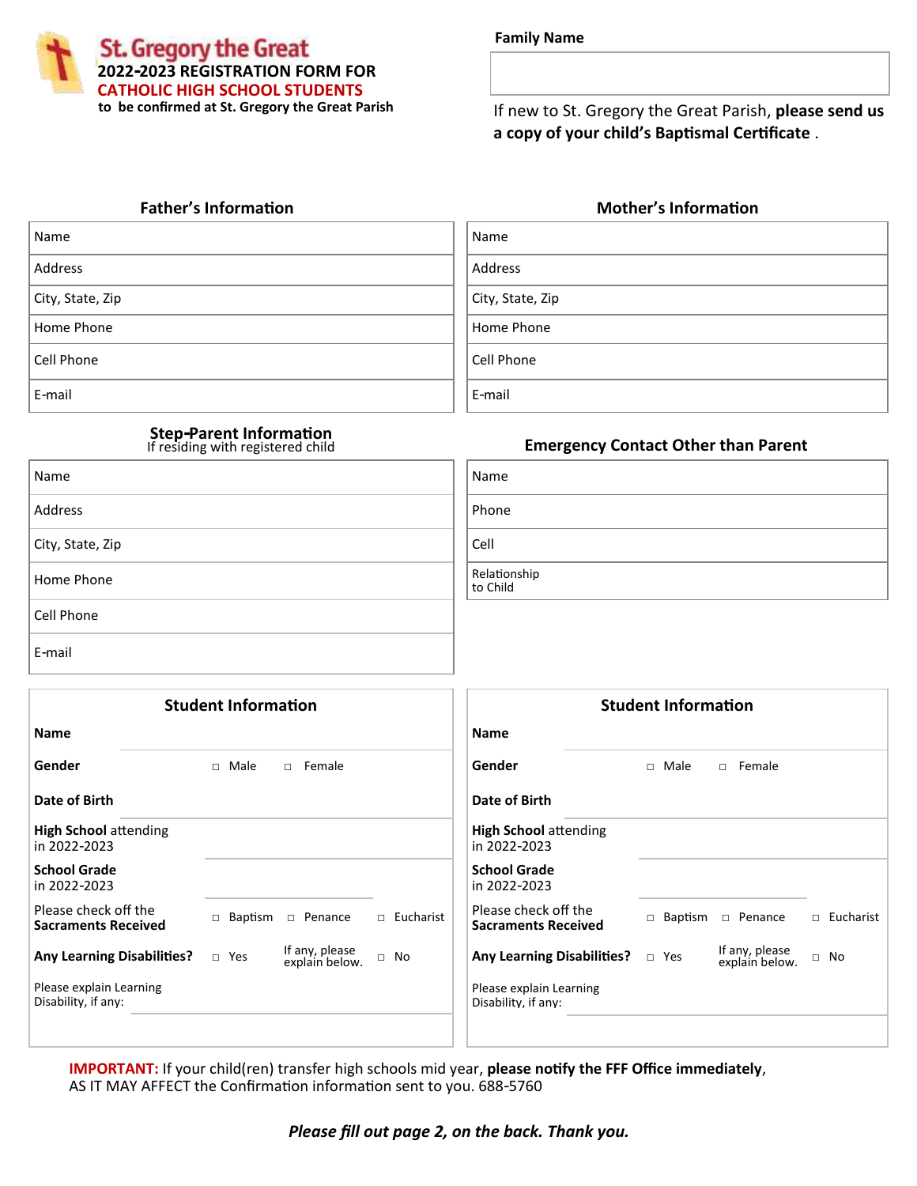# St. Gregory the Great

## 2022-2023 REGISTRATION FORM FOR CATHOLIC HIGH SCHOOL STUDENTS

**to be confirmed at St. Gregory the Great Parish**

**Family Name**

| |
|---|
| |

If new to St. Gregory the Great Parish, **please send us a copy of your child's Baptismal Certificate** .

### Father's Information

| |
|---|
| Name |
| Address |
| City, State, Zip |
| Home Phone |
| Cell Phone |
| E-mail |

### Mother's Information

| |
|---|
| Name |
| Address |
| City, State, Zip |
| Home Phone |
| Cell Phone |
| E-mail |

### Step-Parent Information

If residing with registered child

| |
|---|
| Name |
| Address |
| City, State, Zip |
| Home Phone |
| Cell Phone |
| E-mail |

### Emergency Contact Other than Parent

| |
|---|
| Name |
| Phone |
| Cell |
| Relationship to Child |

### Student Information

| | | | |
|---|---|---|---|
| **Name** | | | |
| **Gender** | □ Male | □ Female | |
| **Date of Birth** | | | |
| **High School** attending in 2022-2023 | | | |
| **School Grade** in 2022-2023 | | | |
| Please check off the **Sacraments Received** | □ Baptism | □ Penance | □ Eucharist |
| **Any Learning Disabilities?** | □ Yes | If any, please explain below. | □ No |
| Please explain Learning Disability, if any: | | | |

### Student Information

| | | | |
|---|---|---|---|
| **Name** | | | |
| **Gender** | □ Male | □ Female | |
| **Date of Birth** | | | |
| **High School** attending in 2022-2023 | | | |
| **School Grade** in 2022-2023 | | | |
| Please check off the **Sacraments Received** | □ Baptism | □ Penance | □ Eucharist |
| **Any Learning Disabilities?** | □ Yes | If any, please explain below. | □ No |
| Please explain Learning Disability, if any: | | | |

**IMPORTANT:** If your child(ren) transfer high schools mid year, **please notify the FFF Office immediately**, AS IT MAY AFFECT the Confirmation information sent to you. 688-5760

***Please fill out page 2, on the back. Thank you.***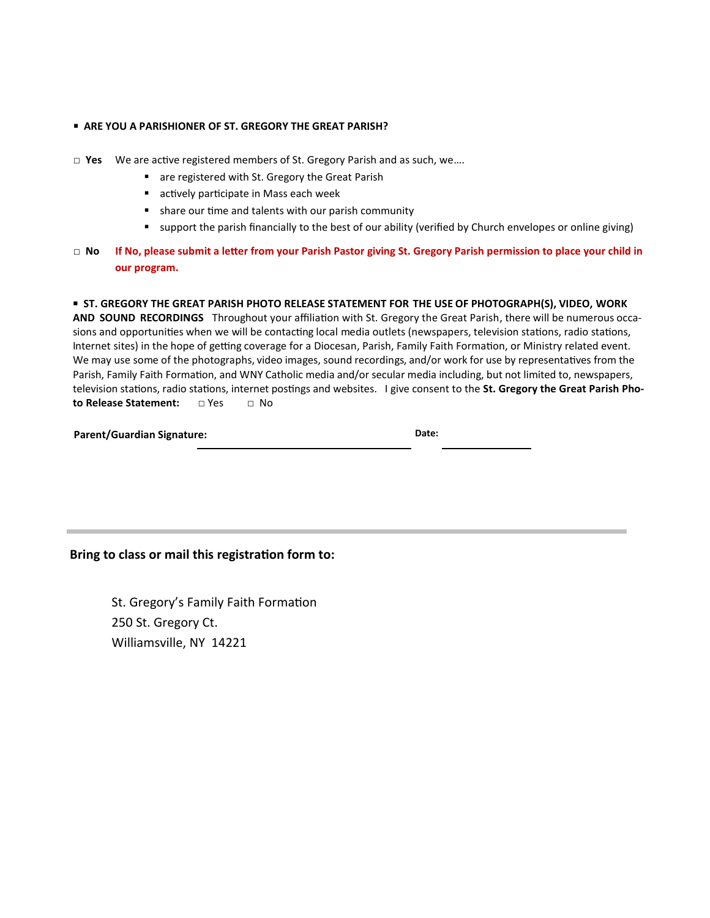▪ **ARE YOU A PARISHIONER OF ST. GREGORY THE GREAT PARISH?**

□ **Yes** We are active registered members of St. Gregory Parish and as such, we….

- are registered with St. Gregory the Great Parish
- actively participate in Mass each week
- share our time and talents with our parish community
- support the parish financially to the best of our ability (verified by Church envelopes or online giving)

□ **No** **If No, please submit a letter from your Parish Pastor giving St. Gregory Parish permission to place your child in our program.**

▪ **ST. GREGORY THE GREAT PARISH PHOTO RELEASE STATEMENT FOR THE USE OF PHOTOGRAPH(S), VIDEO, WORK AND SOUND RECORDINGS** Throughout your affiliation with St. Gregory the Great Parish, there will be numerous occasions and opportunities when we will be contacting local media outlets (newspapers, television stations, radio stations, Internet sites) in the hope of getting coverage for a Diocesan, Parish, Family Faith Formation, or Ministry related event. We may use some of the photographs, video images, sound recordings, and/or work for use by representatives from the Parish, Family Faith Formation, and WNY Catholic media and/or secular media including, but not limited to, newspapers, television stations, radio stations, internet postings and websites. I give consent to the **St. Gregory the Great Parish Photo Release Statement:** □ Yes □ No

**Parent/Guardian Signature:** ______________________________ **Date:** ____________

---

**Bring to class or mail this registration form to:**

St. Gregory's Family Faith Formation
250 St. Gregory Ct.
Williamsville, NY 14221